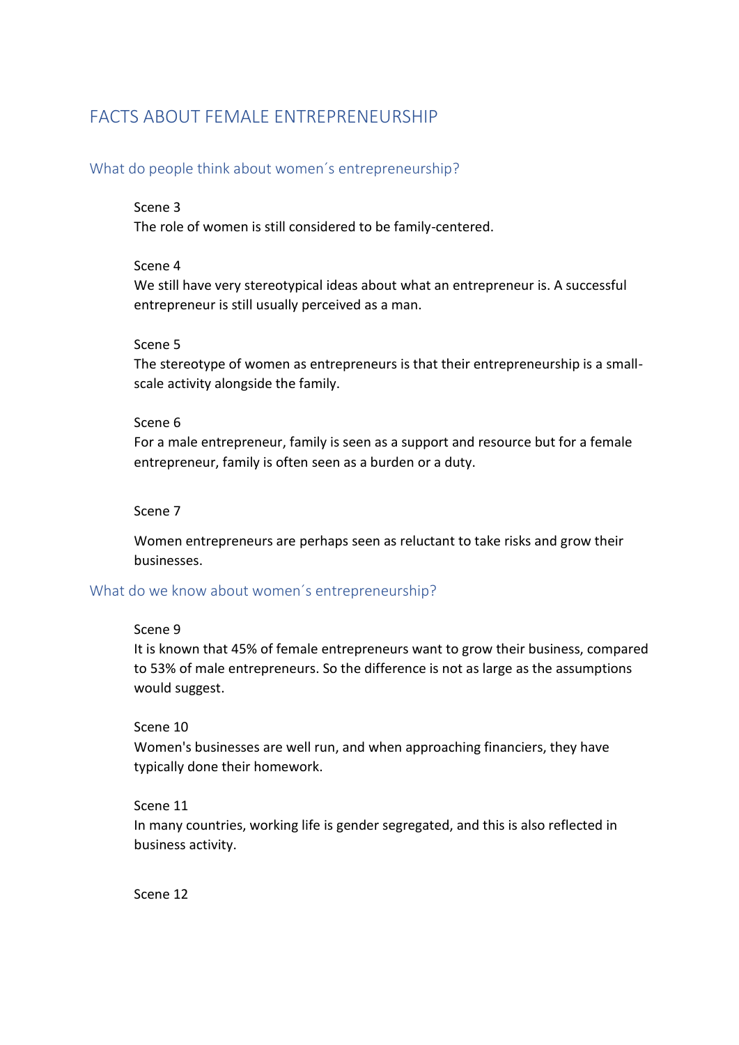# FACTS ABOUT FEMALE ENTREPRENEURSHIP

## What do people think about women´s entrepreneurship?

Scene 3
The role of women is still considered to be family-centered.

Scene 4
We still have very stereotypical ideas about what an entrepreneur is. A successful entrepreneur is still usually perceived as a man.

Scene 5
The stereotype of women as entrepreneurs is that their entrepreneurship is a small-scale activity alongside the family.

Scene 6
For a male entrepreneur, family is seen as a support and resource but for a female entrepreneur, family is often seen as a burden or a duty.

Scene 7

Women entrepreneurs are perhaps seen as reluctant to take risks and grow their businesses.

## What do we know about women´s entrepreneurship?

Scene 9
It is known that 45% of female entrepreneurs want to grow their business, compared to 53% of male entrepreneurs. So the difference is not as large as the assumptions would suggest.

Scene 10
Women's businesses are well run, and when approaching financiers, they have typically done their homework.

Scene 11
In many countries, working life is gender segregated, and this is also reflected in business activity.

Scene 12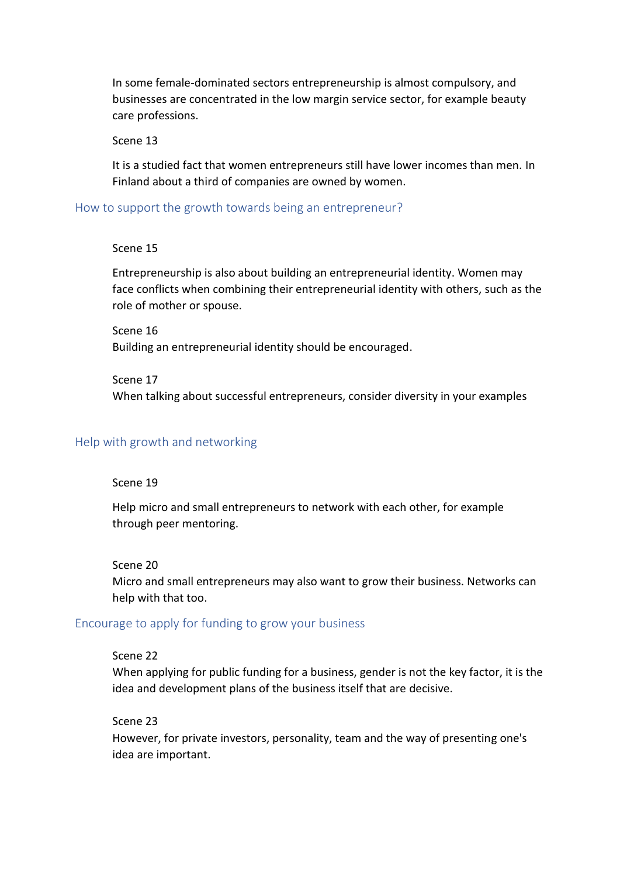In some female-dominated sectors entrepreneurship is almost compulsory, and businesses are concentrated in the low margin service sector, for example beauty care professions.

Scene 13

It is a studied fact that women entrepreneurs still have lower incomes than men. In Finland about a third of companies are owned by women.

## How to support the growth towards being an entrepreneur?

Scene 15

Entrepreneurship is also about building an entrepreneurial identity. Women may face conflicts when combining their entrepreneurial identity with others, such as the role of mother or spouse.

Scene 16
Building an entrepreneurial identity should be encouraged.

Scene 17
When talking about successful entrepreneurs, consider diversity in your examples

## Help with growth and networking

Scene 19

Help micro and small entrepreneurs to network with each other, for example through peer mentoring.

Scene 20
Micro and small entrepreneurs may also want to grow their business. Networks can help with that too.

## Encourage to apply for funding to grow your business

Scene 22
When applying for public funding for a business, gender is not the key factor, it is the idea and development plans of the business itself that are decisive.

Scene 23
However, for private investors, personality, team and the way of presenting one's idea are important.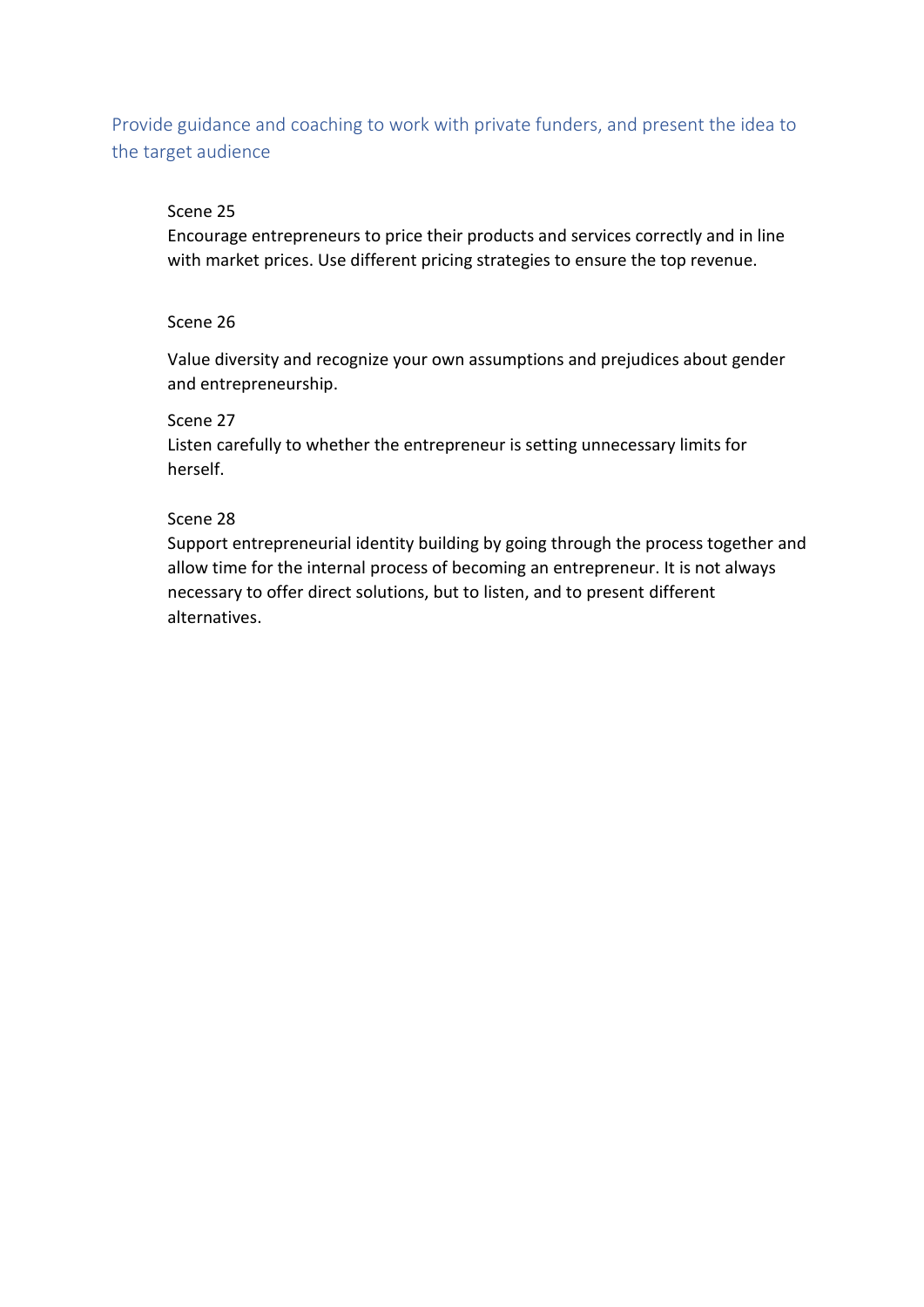## Provide guidance and coaching to work with private funders, and present the idea to the target audience

Scene 25

Encourage entrepreneurs to price their products and services correctly and in line with market prices. Use different pricing strategies to ensure the top revenue.

Scene 26

Value diversity and recognize your own assumptions and prejudices about gender and entrepreneurship.

Scene 27

Listen carefully to whether the entrepreneur is setting unnecessary limits for herself.

Scene 28

Support entrepreneurial identity building by going through the process together and allow time for the internal process of becoming an entrepreneur. It is not always necessary to offer direct solutions, but to listen, and to present different alternatives.